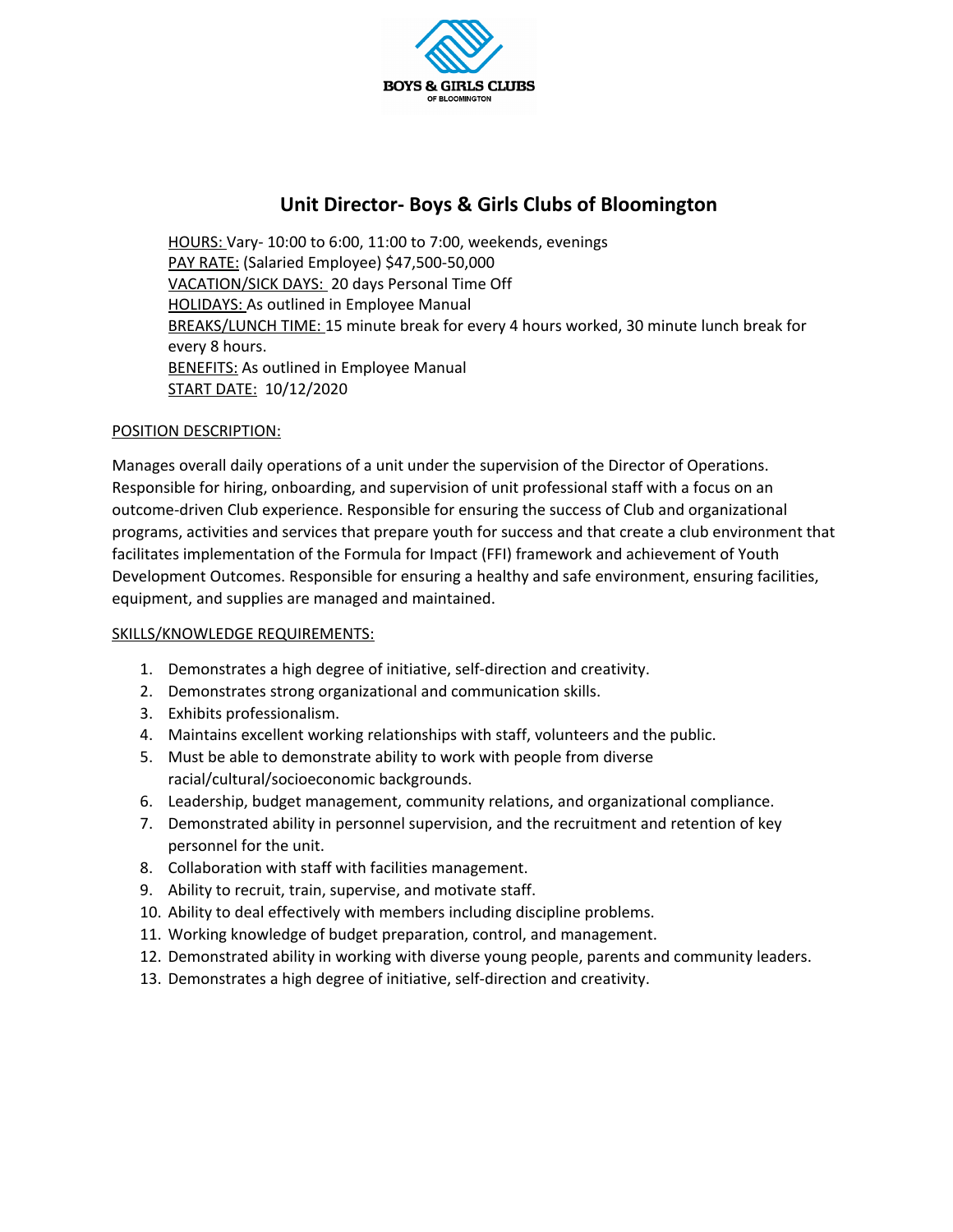# Unit Director- Boys & Girls Clubs of Bloomington

HOURS: Vary- 10:00 to 6:00, 11:00 to 7:00, weekends, evenings
PAY RATE: (Salaried Employee) $47,500-50,000
VACATION/SICK DAYS: 20 days Personal Time Off
HOLIDAYS: As outlined in Employee Manual
BREAKS/LUNCH TIME: 15 minute break for every 4 hours worked, 30 minute lunch break for every 8 hours.
BENEFITS: As outlined in Employee Manual
START DATE: 10/12/2020

POSITION DESCRIPTION:

Manages overall daily operations of a unit under the supervision of the Director of Operations. Responsible for hiring, onboarding, and supervision of unit professional staff with a focus on an outcome-driven Club experience. Responsible for ensuring the success of Club and organizational programs, activities and services that prepare youth for success and that create a club environment that facilitates implementation of the Formula for Impact (FFI) framework and achievement of Youth Development Outcomes. Responsible for ensuring a healthy and safe environment, ensuring facilities, equipment, and supplies are managed and maintained.

SKILLS/KNOWLEDGE REQUIREMENTS:

1. Demonstrates a high degree of initiative, self-direction and creativity.
2. Demonstrates strong organizational and communication skills.
3. Exhibits professionalism.
4. Maintains excellent working relationships with staff, volunteers and the public.
5. Must be able to demonstrate ability to work with people from diverse racial/cultural/socioeconomic backgrounds.
6. Leadership, budget management, community relations, and organizational compliance.
7. Demonstrated ability in personnel supervision, and the recruitment and retention of key personnel for the unit.
8. Collaboration with staff with facilities management.
9. Ability to recruit, train, supervise, and motivate staff.
10. Ability to deal effectively with members including discipline problems.
11. Working knowledge of budget preparation, control, and management.
12. Demonstrated ability in working with diverse young people, parents and community leaders.
13. Demonstrates a high degree of initiative, self-direction and creativity.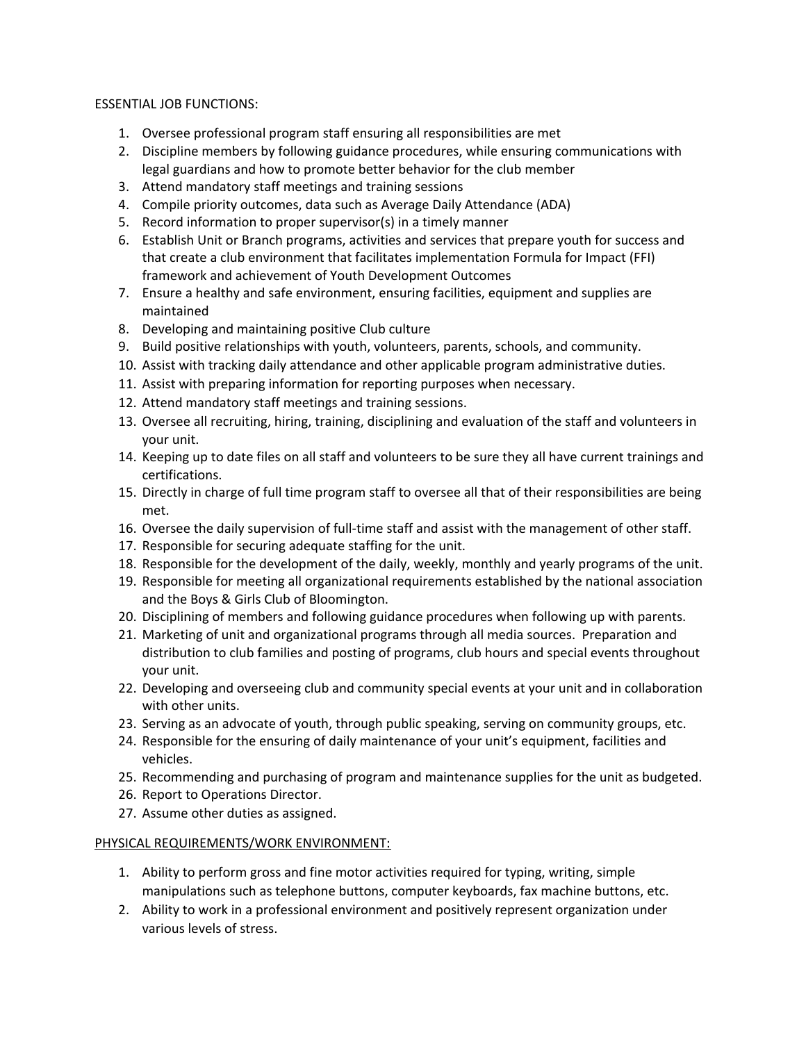ESSENTIAL JOB FUNCTIONS:

1. Oversee professional program staff ensuring all responsibilities are met
2. Discipline members by following guidance procedures, while ensuring communications with legal guardians and how to promote better behavior for the club member
3. Attend mandatory staff meetings and training sessions
4. Compile priority outcomes, data such as Average Daily Attendance (ADA)
5. Record information to proper supervisor(s) in a timely manner
6. Establish Unit or Branch programs, activities and services that prepare youth for success and that create a club environment that facilitates implementation Formula for Impact (FFI) framework and achievement of Youth Development Outcomes
7. Ensure a healthy and safe environment, ensuring facilities, equipment and supplies are maintained
8. Developing and maintaining positive Club culture
9. Build positive relationships with youth, volunteers, parents, schools, and community.
10. Assist with tracking daily attendance and other applicable program administrative duties.
11. Assist with preparing information for reporting purposes when necessary.
12. Attend mandatory staff meetings and training sessions.
13. Oversee all recruiting, hiring, training, disciplining and evaluation of the staff and volunteers in your unit.
14. Keeping up to date files on all staff and volunteers to be sure they all have current trainings and certifications.
15. Directly in charge of full time program staff to oversee all that of their responsibilities are being met.
16. Oversee the daily supervision of full-time staff and assist with the management of other staff.
17. Responsible for securing adequate staffing for the unit.
18. Responsible for the development of the daily, weekly, monthly and yearly programs of the unit.
19. Responsible for meeting all organizational requirements established by the national association and the Boys & Girls Club of Bloomington.
20. Disciplining of members and following guidance procedures when following up with parents.
21. Marketing of unit and organizational programs through all media sources. Preparation and distribution to club families and posting of programs, club hours and special events throughout your unit.
22. Developing and overseeing club and community special events at your unit and in collaboration with other units.
23. Serving as an advocate of youth, through public speaking, serving on community groups, etc.
24. Responsible for the ensuring of daily maintenance of your unit's equipment, facilities and vehicles.
25. Recommending and purchasing of program and maintenance supplies for the unit as budgeted.
26. Report to Operations Director.
27. Assume other duties as assigned.

PHYSICAL REQUIREMENTS/WORK ENVIRONMENT:

1. Ability to perform gross and fine motor activities required for typing, writing, simple manipulations such as telephone buttons, computer keyboards, fax machine buttons, etc.
2. Ability to work in a professional environment and positively represent organization under various levels of stress.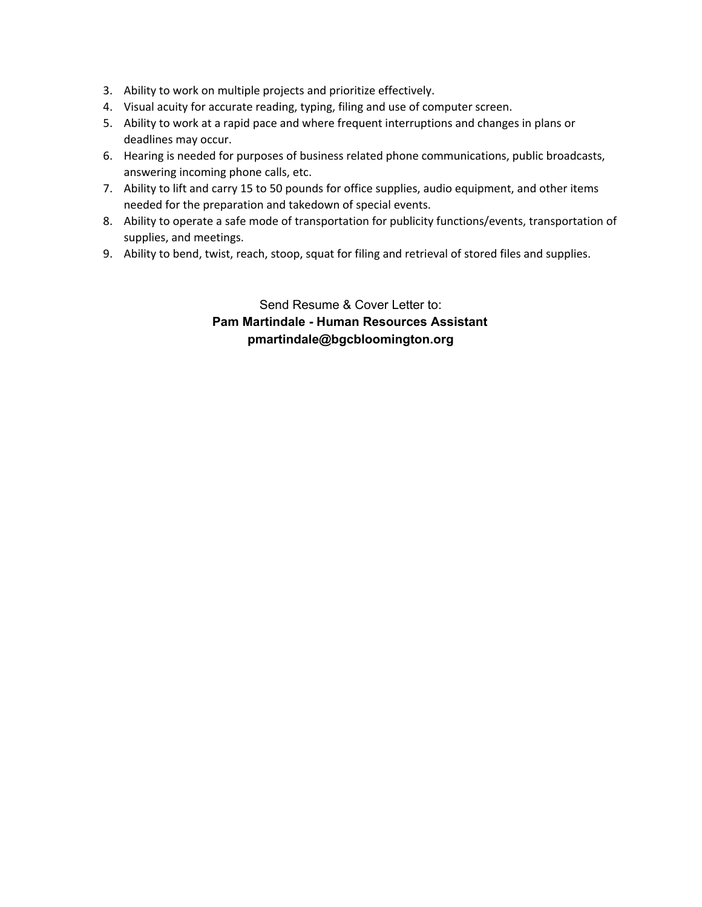3. Ability to work on multiple projects and prioritize effectively.
4. Visual acuity for accurate reading, typing, filing and use of computer screen.
5. Ability to work at a rapid pace and where frequent interruptions and changes in plans or deadlines may occur.
6. Hearing is needed for purposes of business related phone communications, public broadcasts, answering incoming phone calls, etc.
7. Ability to lift and carry 15 to 50 pounds for office supplies, audio equipment, and other items needed for the preparation and takedown of special events.
8. Ability to operate a safe mode of transportation for publicity functions/events, transportation of supplies, and meetings.
9. Ability to bend, twist, reach, stoop, squat for filing and retrieval of stored files and supplies.

Send Resume & Cover Letter to:

**Pam Martindale - Human Resources Assistant**

**pmartindale@bgcbloomington.org**